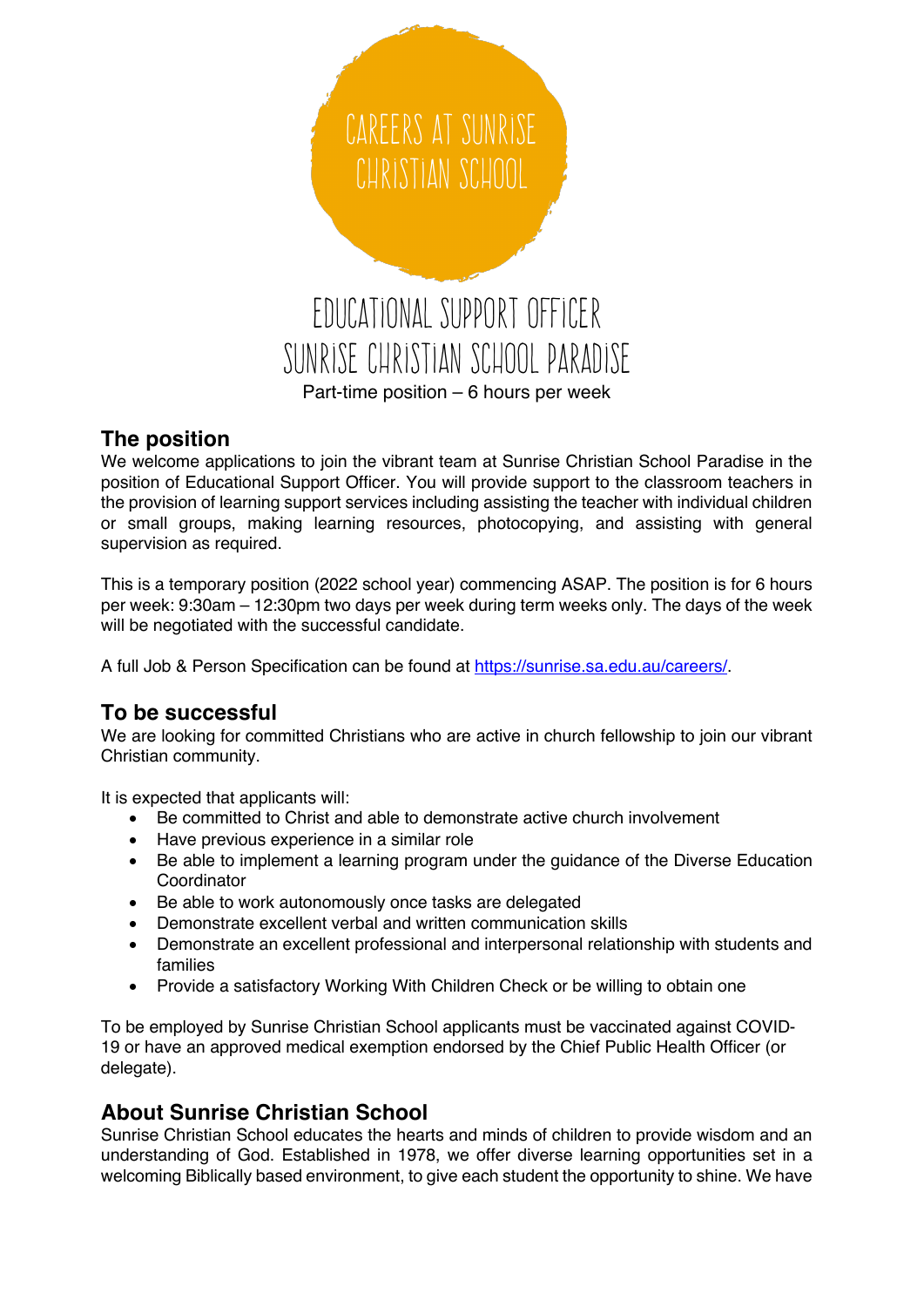# CAREERS AT SUNRISE CHRISTIAN SCHOOL

# EDUCATIONAL SUPPORT OFFICER
# SUNRISE CHRISTIAN SCHOOL PARADISE

Part-time position – 6 hours per week

## The position

We welcome applications to join the vibrant team at Sunrise Christian School Paradise in the position of Educational Support Officer. You will provide support to the classroom teachers in the provision of learning support services including assisting the teacher with individual children or small groups, making learning resources, photocopying, and assisting with general supervision as required.

This is a temporary position (2022 school year) commencing ASAP. The position is for 6 hours per week: 9:30am – 12:30pm two days per week during term weeks only. The days of the week will be negotiated with the successful candidate.

A full Job & Person Specification can be found at https://sunrise.sa.edu.au/careers/.

## To be successful

We are looking for committed Christians who are active in church fellowship to join our vibrant Christian community.

It is expected that applicants will:

- Be committed to Christ and able to demonstrate active church involvement
- Have previous experience in a similar role
- Be able to implement a learning program under the guidance of the Diverse Education Coordinator
- Be able to work autonomously once tasks are delegated
- Demonstrate excellent verbal and written communication skills
- Demonstrate an excellent professional and interpersonal relationship with students and families
- Provide a satisfactory Working With Children Check or be willing to obtain one

To be employed by Sunrise Christian School applicants must be vaccinated against COVID-19 or have an approved medical exemption endorsed by the Chief Public Health Officer (or delegate).

## About Sunrise Christian School

Sunrise Christian School educates the hearts and minds of children to provide wisdom and an understanding of God. Established in 1978, we offer diverse learning opportunities set in a welcoming Biblically based environment, to give each student the opportunity to shine. We have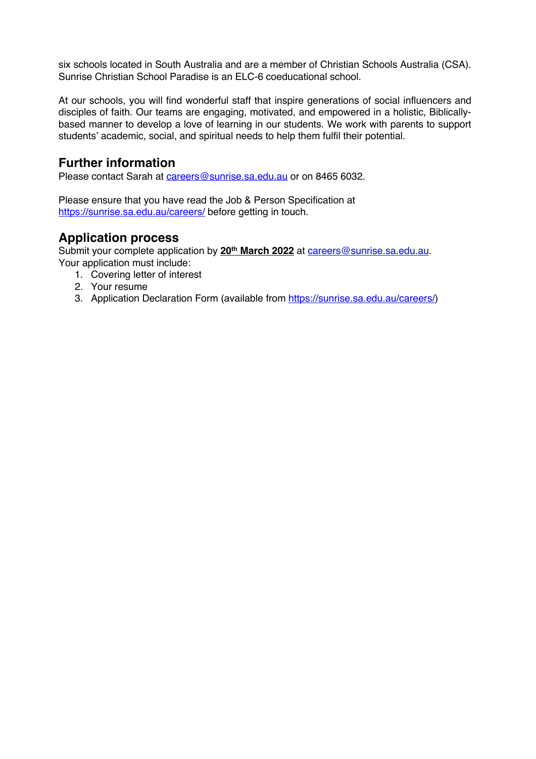six schools located in South Australia and are a member of Christian Schools Australia (CSA). Sunrise Christian School Paradise is an ELC-6 coeducational school.

At our schools, you will find wonderful staff that inspire generations of social influencers and disciples of faith. Our teams are engaging, motivated, and empowered in a holistic, Biblically-based manner to develop a love of learning in our students. We work with parents to support students' academic, social, and spiritual needs to help them fulfil their potential.

## Further information

Please contact Sarah at careers@sunrise.sa.edu.au or on 8465 6032.

Please ensure that you have read the Job & Person Specification at https://sunrise.sa.edu.au/careers/ before getting in touch.

## Application process

Submit your complete application by **20th March 2022** at careers@sunrise.sa.edu.au.
Your application must include:

1. Covering letter of interest
2. Your resume
3. Application Declaration Form (available from https://sunrise.sa.edu.au/careers/)